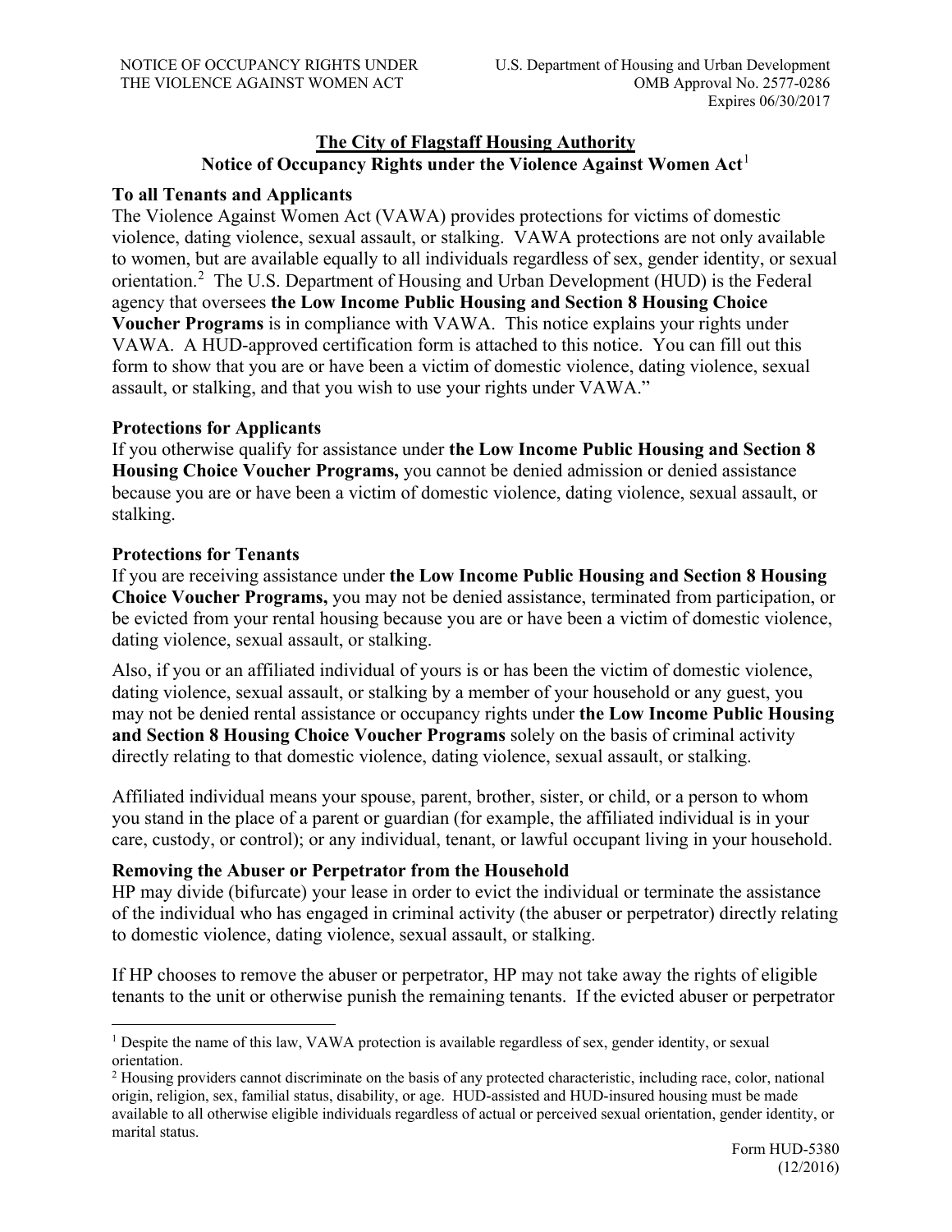**The City of Flagstaff Housing Authority**
**Notice of Occupancy Rights under the Violence Against Women Act**[1]

**To all Tenants and Applicants**
The Violence Against Women Act (VAWA) provides protections for victims of domestic violence, dating violence, sexual assault, or stalking. VAWA protections are not only available to women, but are available equally to all individuals regardless of sex, gender identity, or sexual orientation.[2] The U.S. Department of Housing and Urban Development (HUD) is the Federal agency that oversees **the Low Income Public Housing and Section 8 Housing Choice Voucher Programs** is in compliance with VAWA. This notice explains your rights under VAWA. A HUD-approved certification form is attached to this notice. You can fill out this form to show that you are or have been a victim of domestic violence, dating violence, sexual assault, or stalking, and that you wish to use your rights under VAWA."

**Protections for Applicants**
If you otherwise qualify for assistance under **the Low Income Public Housing and Section 8 Housing Choice Voucher Programs,** you cannot be denied admission or denied assistance because you are or have been a victim of domestic violence, dating violence, sexual assault, or stalking.

**Protections for Tenants**
If you are receiving assistance under **the Low Income Public Housing and Section 8 Housing Choice Voucher Programs,** you may not be denied assistance, terminated from participation, or be evicted from your rental housing because you are or have been a victim of domestic violence, dating violence, sexual assault, or stalking.

Also, if you or an affiliated individual of yours is or has been the victim of domestic violence, dating violence, sexual assault, or stalking by a member of your household or any guest, you may not be denied rental assistance or occupancy rights under **the Low Income Public Housing and Section 8 Housing Choice Voucher Programs** solely on the basis of criminal activity directly relating to that domestic violence, dating violence, sexual assault, or stalking.

Affiliated individual means your spouse, parent, brother, sister, or child, or a person to whom you stand in the place of a parent or guardian (for example, the affiliated individual is in your care, custody, or control); or any individual, tenant, or lawful occupant living in your household.

**Removing the Abuser or Perpetrator from the Household**
HP may divide (bifurcate) your lease in order to evict the individual or terminate the assistance of the individual who has engaged in criminal activity (the abuser or perpetrator) directly relating to domestic violence, dating violence, sexual assault, or stalking.

If HP chooses to remove the abuser or perpetrator, HP may not take away the rights of eligible tenants to the unit or otherwise punish the remaining tenants. If the evicted abuser or perpetrator

[1] Despite the name of this law, VAWA protection is available regardless of sex, gender identity, or sexual orientation.
[2] Housing providers cannot discriminate on the basis of any protected characteristic, including race, color, national origin, religion, sex, familial status, disability, or age. HUD-assisted and HUD-insured housing must be made available to all otherwise eligible individuals regardless of actual or perceived sexual orientation, gender identity, or marital status.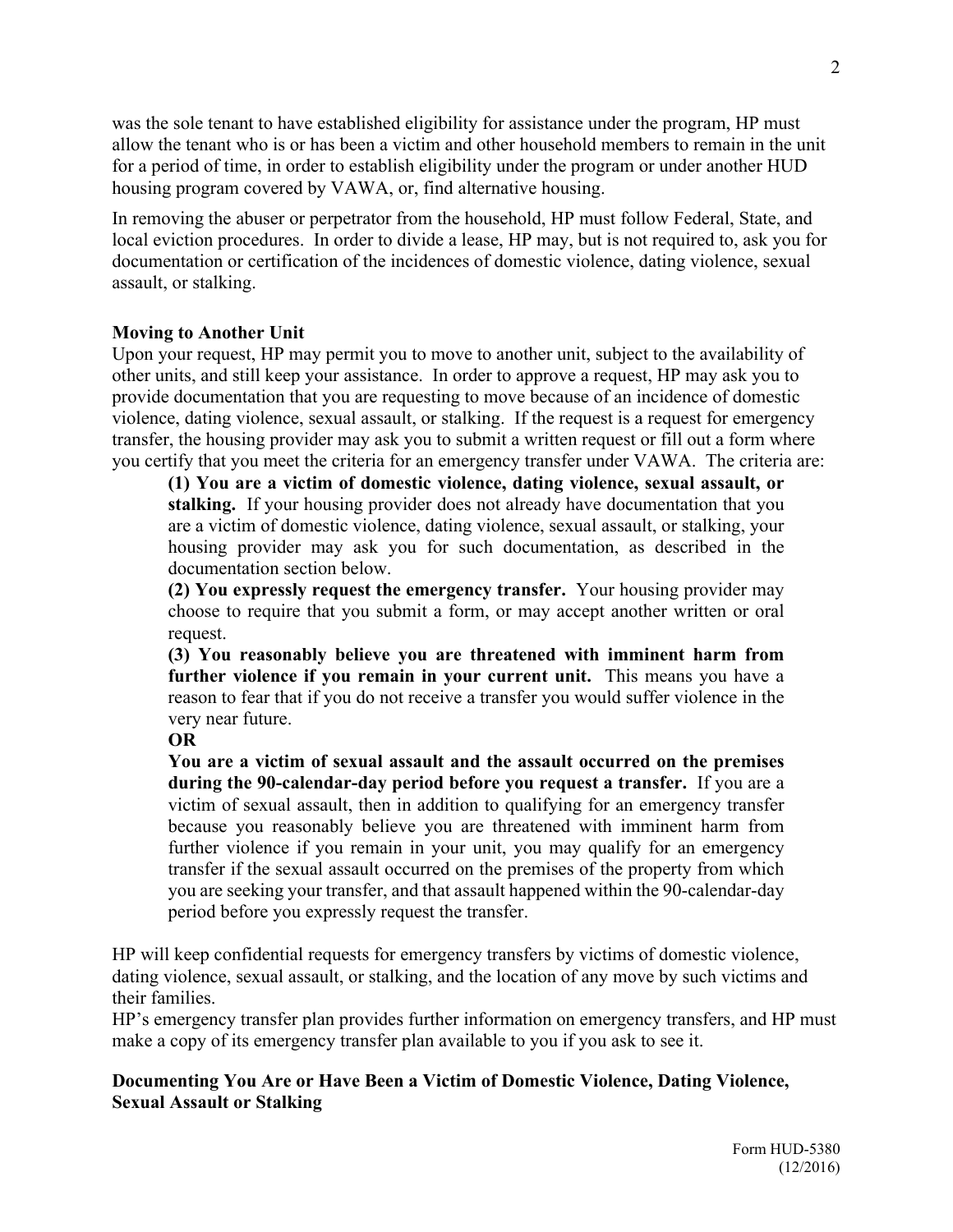was the sole tenant to have established eligibility for assistance under the program, HP must allow the tenant who is or has been a victim and other household members to remain in the unit for a period of time, in order to establish eligibility under the program or under another HUD housing program covered by VAWA, or, find alternative housing.

In removing the abuser or perpetrator from the household, HP must follow Federal, State, and local eviction procedures. In order to divide a lease, HP may, but is not required to, ask you for documentation or certification of the incidences of domestic violence, dating violence, sexual assault, or stalking.

**Moving to Another Unit**

Upon your request, HP may permit you to move to another unit, subject to the availability of other units, and still keep your assistance. In order to approve a request, HP may ask you to provide documentation that you are requesting to move because of an incidence of domestic violence, dating violence, sexual assault, or stalking. If the request is a request for emergency transfer, the housing provider may ask you to submit a written request or fill out a form where you certify that you meet the criteria for an emergency transfer under VAWA. The criteria are:

> **(1) You are a victim of domestic violence, dating violence, sexual assault, or stalking.** If your housing provider does not already have documentation that you are a victim of domestic violence, dating violence, sexual assault, or stalking, your housing provider may ask you for such documentation, as described in the documentation section below.
>
> **(2) You expressly request the emergency transfer.** Your housing provider may choose to require that you submit a form, or may accept another written or oral request.
>
> **(3) You reasonably believe you are threatened with imminent harm from further violence if you remain in your current unit.** This means you have a reason to fear that if you do not receive a transfer you would suffer violence in the very near future.
>
> **OR**
>
> **You are a victim of sexual assault and the assault occurred on the premises during the 90-calendar-day period before you request a transfer.** If you are a victim of sexual assault, then in addition to qualifying for an emergency transfer because you reasonably believe you are threatened with imminent harm from further violence if you remain in your unit, you may qualify for an emergency transfer if the sexual assault occurred on the premises of the property from which you are seeking your transfer, and that assault happened within the 90-calendar-day period before you expressly request the transfer.

HP will keep confidential requests for emergency transfers by victims of domestic violence, dating violence, sexual assault, or stalking, and the location of any move by such victims and their families.

HP's emergency transfer plan provides further information on emergency transfers, and HP must make a copy of its emergency transfer plan available to you if you ask to see it.

**Documenting You Are or Have Been a Victim of Domestic Violence, Dating Violence, Sexual Assault or Stalking**

Form HUD-5380 (12/2016)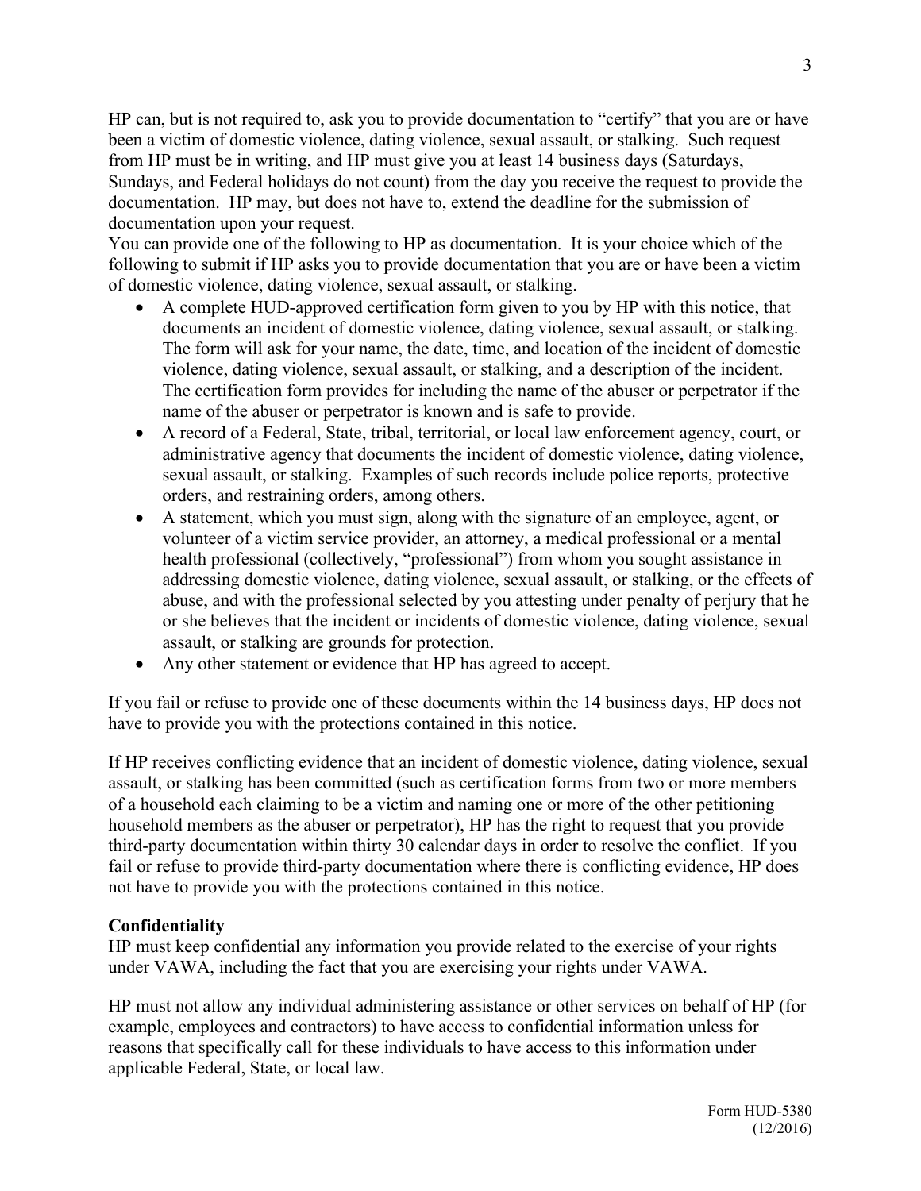HP can, but is not required to, ask you to provide documentation to "certify" that you are or have been a victim of domestic violence, dating violence, sexual assault, or stalking. Such request from HP must be in writing, and HP must give you at least 14 business days (Saturdays, Sundays, and Federal holidays do not count) from the day you receive the request to provide the documentation. HP may, but does not have to, extend the deadline for the submission of documentation upon your request.

You can provide one of the following to HP as documentation. It is your choice which of the following to submit if HP asks you to provide documentation that you are or have been a victim of domestic violence, dating violence, sexual assault, or stalking.

- A complete HUD-approved certification form given to you by HP with this notice, that documents an incident of domestic violence, dating violence, sexual assault, or stalking. The form will ask for your name, the date, time, and location of the incident of domestic violence, dating violence, sexual assault, or stalking, and a description of the incident. The certification form provides for including the name of the abuser or perpetrator if the name of the abuser or perpetrator is known and is safe to provide.
- A record of a Federal, State, tribal, territorial, or local law enforcement agency, court, or administrative agency that documents the incident of domestic violence, dating violence, sexual assault, or stalking. Examples of such records include police reports, protective orders, and restraining orders, among others.
- A statement, which you must sign, along with the signature of an employee, agent, or volunteer of a victim service provider, an attorney, a medical professional or a mental health professional (collectively, "professional") from whom you sought assistance in addressing domestic violence, dating violence, sexual assault, or stalking, or the effects of abuse, and with the professional selected by you attesting under penalty of perjury that he or she believes that the incident or incidents of domestic violence, dating violence, sexual assault, or stalking are grounds for protection.
- Any other statement or evidence that HP has agreed to accept.

If you fail or refuse to provide one of these documents within the 14 business days, HP does not have to provide you with the protections contained in this notice.

If HP receives conflicting evidence that an incident of domestic violence, dating violence, sexual assault, or stalking has been committed (such as certification forms from two or more members of a household each claiming to be a victim and naming one or more of the other petitioning household members as the abuser or perpetrator), HP has the right to request that you provide third-party documentation within thirty 30 calendar days in order to resolve the conflict. If you fail or refuse to provide third-party documentation where there is conflicting evidence, HP does not have to provide you with the protections contained in this notice.

**Confidentiality**

HP must keep confidential any information you provide related to the exercise of your rights under VAWA, including the fact that you are exercising your rights under VAWA.

HP must not allow any individual administering assistance or other services on behalf of HP (for example, employees and contractors) to have access to confidential information unless for reasons that specifically call for these individuals to have access to this information under applicable Federal, State, or local law.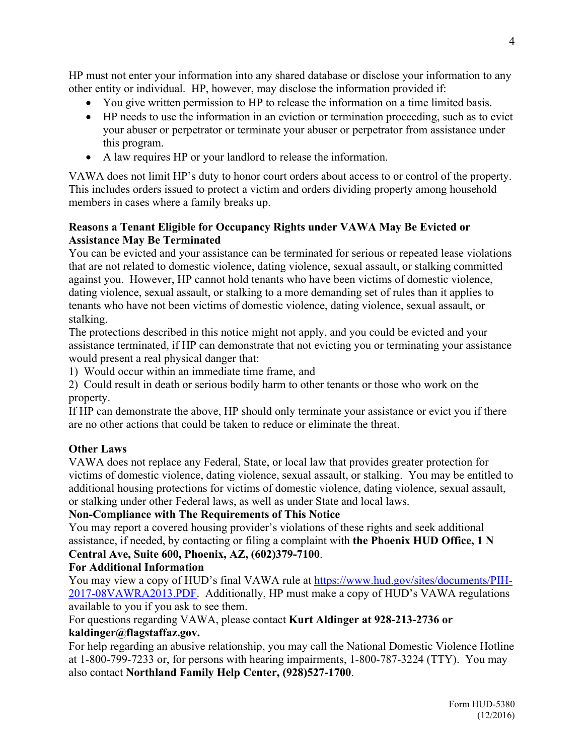HP must not enter your information into any shared database or disclose your information to any other entity or individual. HP, however, may disclose the information provided if:

- You give written permission to HP to release the information on a time limited basis.
- HP needs to use the information in an eviction or termination proceeding, such as to evict your abuser or perpetrator or terminate your abuser or perpetrator from assistance under this program.
- A law requires HP or your landlord to release the information.

VAWA does not limit HP's duty to honor court orders about access to or control of the property. This includes orders issued to protect a victim and orders dividing property among household members in cases where a family breaks up.

**Reasons a Tenant Eligible for Occupancy Rights under VAWA May Be Evicted or Assistance May Be Terminated**

You can be evicted and your assistance can be terminated for serious or repeated lease violations that are not related to domestic violence, dating violence, sexual assault, or stalking committed against you. However, HP cannot hold tenants who have been victims of domestic violence, dating violence, sexual assault, or stalking to a more demanding set of rules than it applies to tenants who have not been victims of domestic violence, dating violence, sexual assault, or stalking.

The protections described in this notice might not apply, and you could be evicted and your assistance terminated, if HP can demonstrate that not evicting you or terminating your assistance would present a real physical danger that:

1) Would occur within an immediate time frame, and
2) Could result in death or serious bodily harm to other tenants or those who work on the property.

If HP can demonstrate the above, HP should only terminate your assistance or evict you if there are no other actions that could be taken to reduce or eliminate the threat.

**Other Laws**

VAWA does not replace any Federal, State, or local law that provides greater protection for victims of domestic violence, dating violence, sexual assault, or stalking. You may be entitled to additional housing protections for victims of domestic violence, dating violence, sexual assault, or stalking under other Federal laws, as well as under State and local laws.

**Non-Compliance with The Requirements of This Notice**

You may report a covered housing provider's violations of these rights and seek additional assistance, if needed, by contacting or filing a complaint with **the Phoenix HUD Office, 1 N Central Ave, Suite 600, Phoenix, AZ, (602)379-7100**.

**For Additional Information**

You may view a copy of HUD's final VAWA rule at [https://www.hud.gov/sites/documents/PIH-2017-08VAWRA2013.PDF](https://www.hud.gov/sites/documents/PIH-2017-08VAWRA2013.PDF). Additionally, HP must make a copy of HUD's VAWA regulations available to you if you ask to see them.

For questions regarding VAWA, please contact **Kurt Aldinger at 928-213-2736 or kaldinger@flagstaffaz.gov.**

For help regarding an abusive relationship, you may call the National Domestic Violence Hotline at 1-800-799-7233 or, for persons with hearing impairments, 1-800-787-3224 (TTY). You may also contact **Northland Family Help Center, (928)527-1700**.

Form HUD-5380
(12/2016)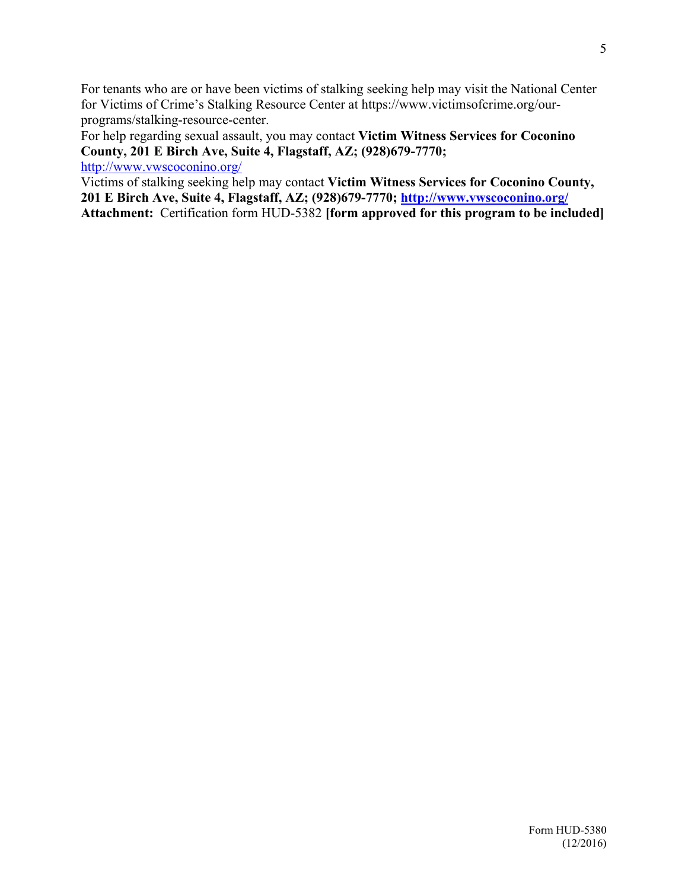For tenants who are or have been victims of stalking seeking help may visit the National Center for Victims of Crime's Stalking Resource Center at https://www.victimsofcrime.org/our-programs/stalking-resource-center.

For help regarding sexual assault, you may contact **Victim Witness Services for Coconino County, 201 E Birch Ave, Suite 4, Flagstaff, AZ; (928)679-7770;** http://www.vwscoconino.org/

Victims of stalking seeking help may contact **Victim Witness Services for Coconino County, 201 E Birch Ave, Suite 4, Flagstaff, AZ; (928)679-7770; http://www.vwscoconino.org/**

**Attachment:** Certification form HUD-5382 **[form approved for this program to be included]**